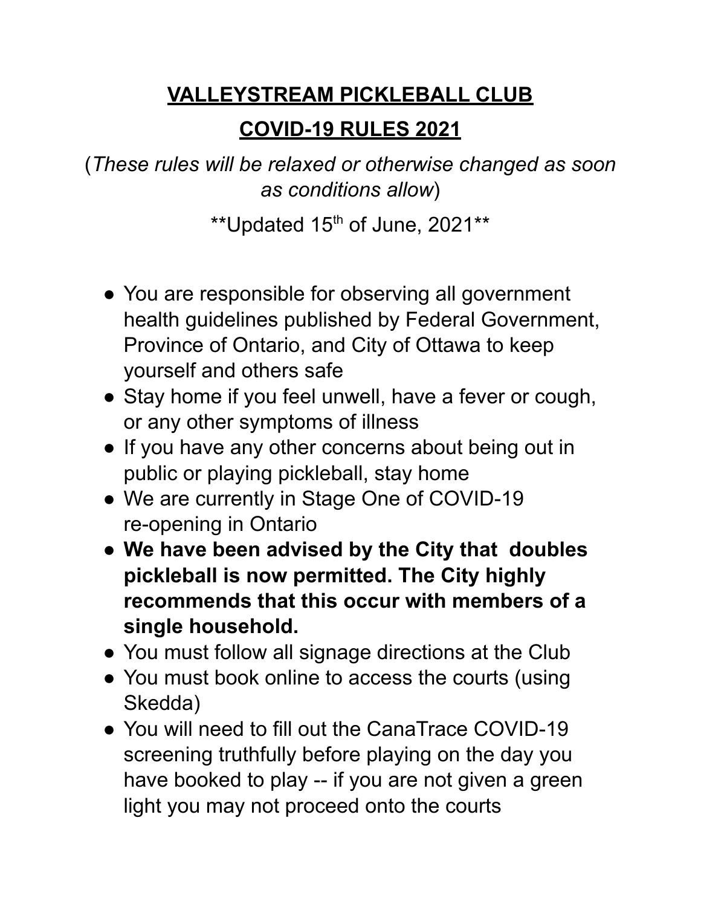# VALLEYSTREAM PICKLEBALL CLUB

## COVID-19 RULES 2021

(*These rules will be relaxed or otherwise changed as soon as conditions allow*)

**Updated 15th of June, 2021**

- You are responsible for observing all government health guidelines published by Federal Government, Province of Ontario, and City of Ottawa to keep yourself and others safe
- Stay home if you feel unwell, have a fever or cough, or any other symptoms of illness
- If you have any other concerns about being out in public or playing pickleball, stay home
- We are currently in Stage One of COVID-19 re-opening in Ontario
- **We have been advised by the City that doubles pickleball is now permitted. The City highly recommends that this occur with members of a single household.**
- You must follow all signage directions at the Club
- You must book online to access the courts (using Skedda)
- You will need to fill out the CanaTrace COVID-19 screening truthfully before playing on the day you have booked to play -- if you are not given a green light you may not proceed onto the courts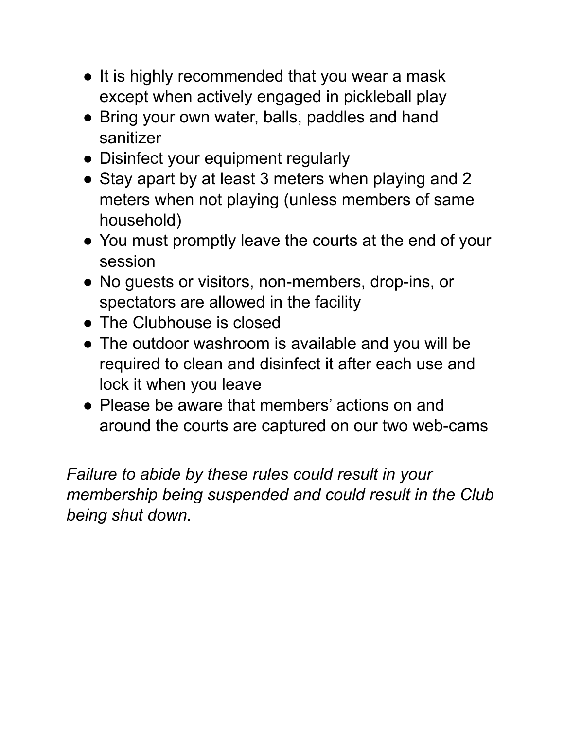- It is highly recommended that you wear a mask except when actively engaged in pickleball play
- Bring your own water, balls, paddles and hand sanitizer
- Disinfect your equipment regularly
- Stay apart by at least 3 meters when playing and 2 meters when not playing (unless members of same household)
- You must promptly leave the courts at the end of your session
- No guests or visitors, non-members, drop-ins, or spectators are allowed in the facility
- The Clubhouse is closed
- The outdoor washroom is available and you will be required to clean and disinfect it after each use and lock it when you leave
- Please be aware that members' actions on and around the courts are captured on our two web-cams

*Failure to abide by these rules could result in your membership being suspended and could result in the Club being shut down.*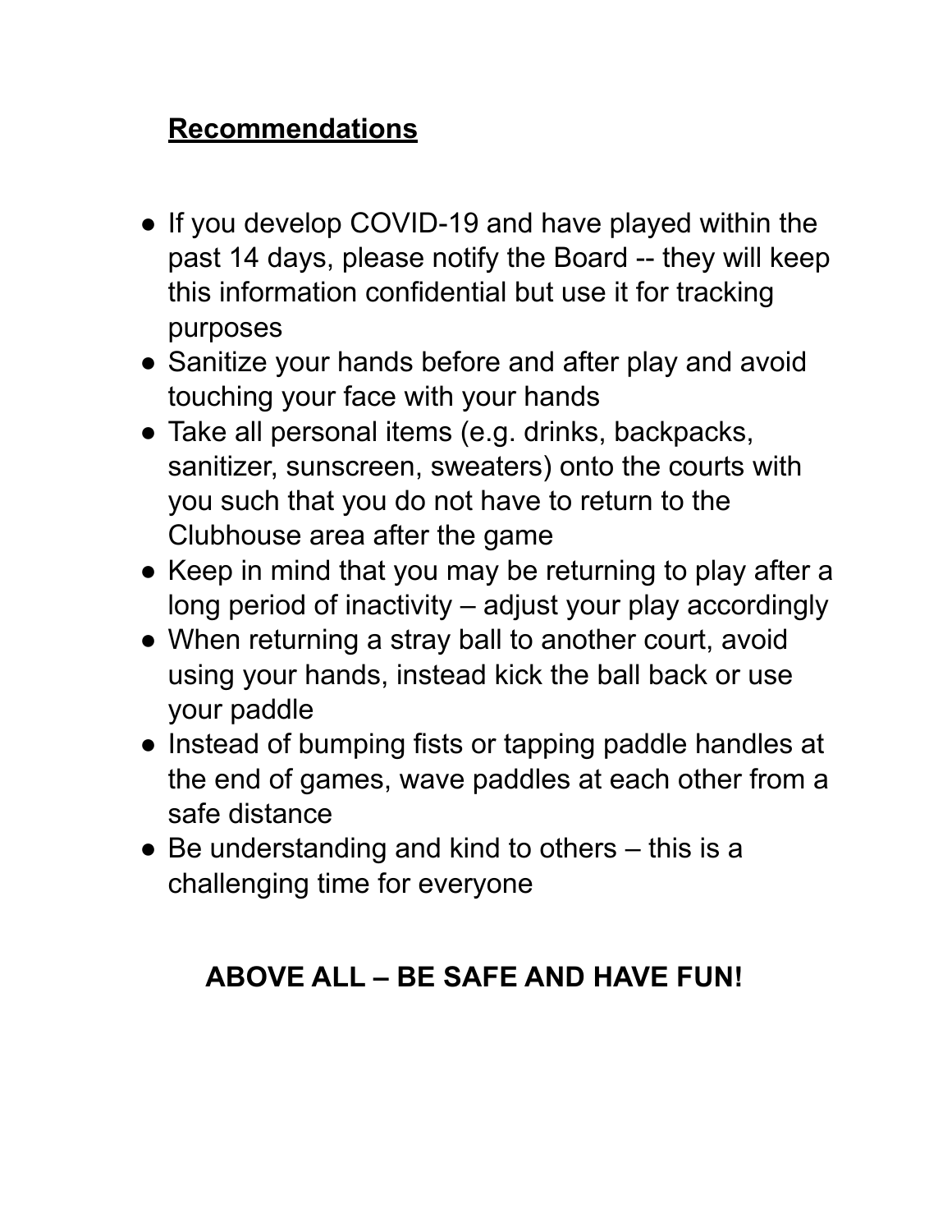## Recommendations

- If you develop COVID-19 and have played within the past 14 days, please notify the Board -- they will keep this information confidential but use it for tracking purposes
- Sanitize your hands before and after play and avoid touching your face with your hands
- Take all personal items (e.g. drinks, backpacks, sanitizer, sunscreen, sweaters) onto the courts with you such that you do not have to return to the Clubhouse area after the game
- Keep in mind that you may be returning to play after a long period of inactivity – adjust your play accordingly
- When returning a stray ball to another court, avoid using your hands, instead kick the ball back or use your paddle
- Instead of bumping fists or tapping paddle handles at the end of games, wave paddles at each other from a safe distance
- Be understanding and kind to others – this is a challenging time for everyone

**ABOVE ALL – BE SAFE AND HAVE FUN!**